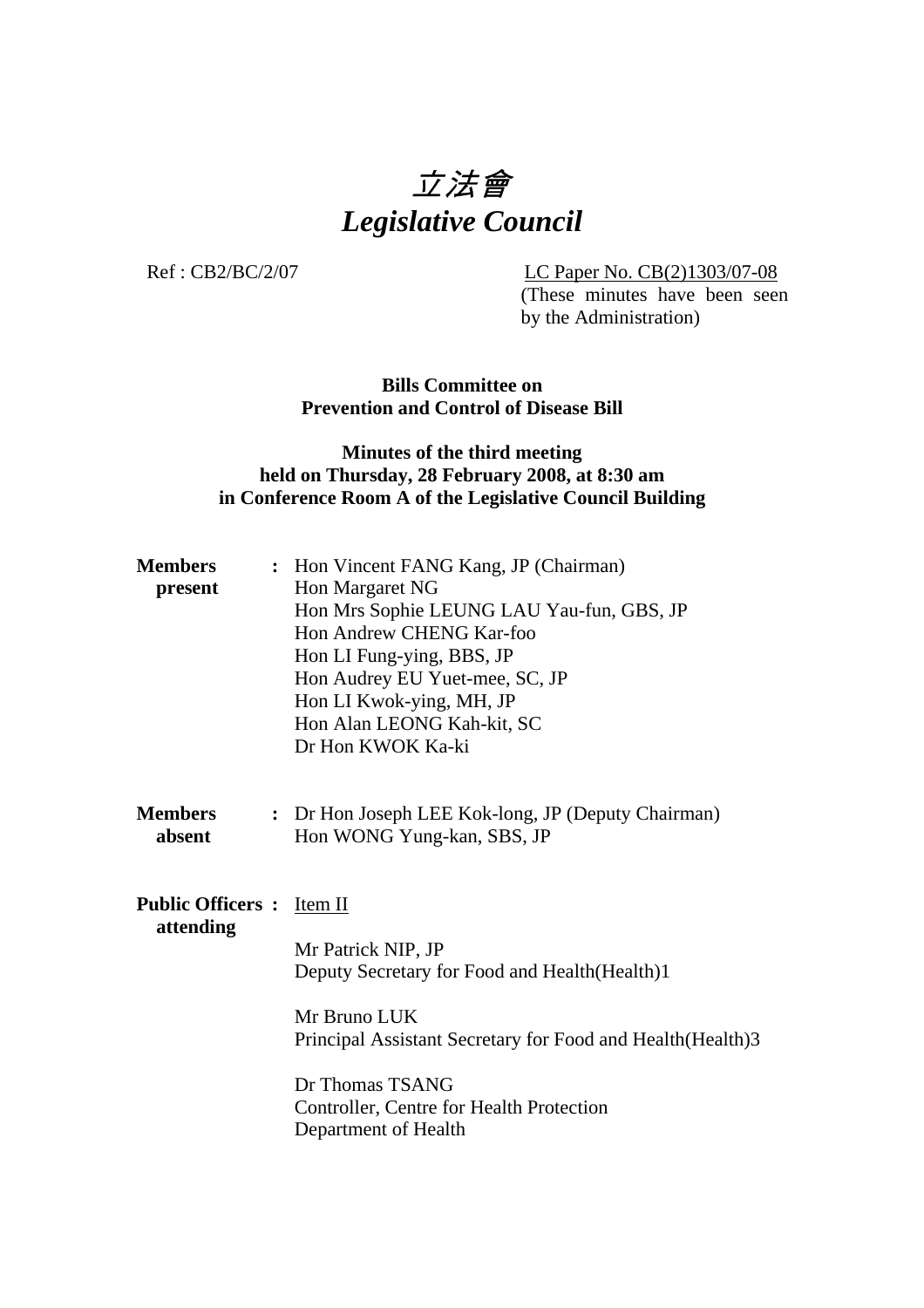# *立法會*
# *Legislative Council*

Ref : CB2/BC/2/07

LC Paper No. CB(2)1303/07-08
(These minutes have been seen by the Administration)

**Bills Committee on**
**Prevention and Control of Disease Bill**

**Minutes of the third meeting**
**held on Thursday, 28 February 2008, at 8:30 am**
**in Conference Room A of the Legislative Council Building**

**Members present** : Hon Vincent FANG Kang, JP (Chairman)
Hon Margaret NG
Hon Mrs Sophie LEUNG LAU Yau-fun, GBS, JP
Hon Andrew CHENG Kar-foo
Hon LI Fung-ying, BBS, JP
Hon Audrey EU Yuet-mee, SC, JP
Hon LI Kwok-ying, MH, JP
Hon Alan LEONG Kah-kit, SC
Dr Hon KWOK Ka-ki

**Members absent** : Dr Hon Joseph LEE Kok-long, JP (Deputy Chairman)
Hon WONG Yung-kan, SBS, JP

**Public Officers attending** : Item II

Mr Patrick NIP, JP
Deputy Secretary for Food and Health(Health)1

Mr Bruno LUK
Principal Assistant Secretary for Food and Health(Health)3

Dr Thomas TSANG
Controller, Centre for Health Protection
Department of Health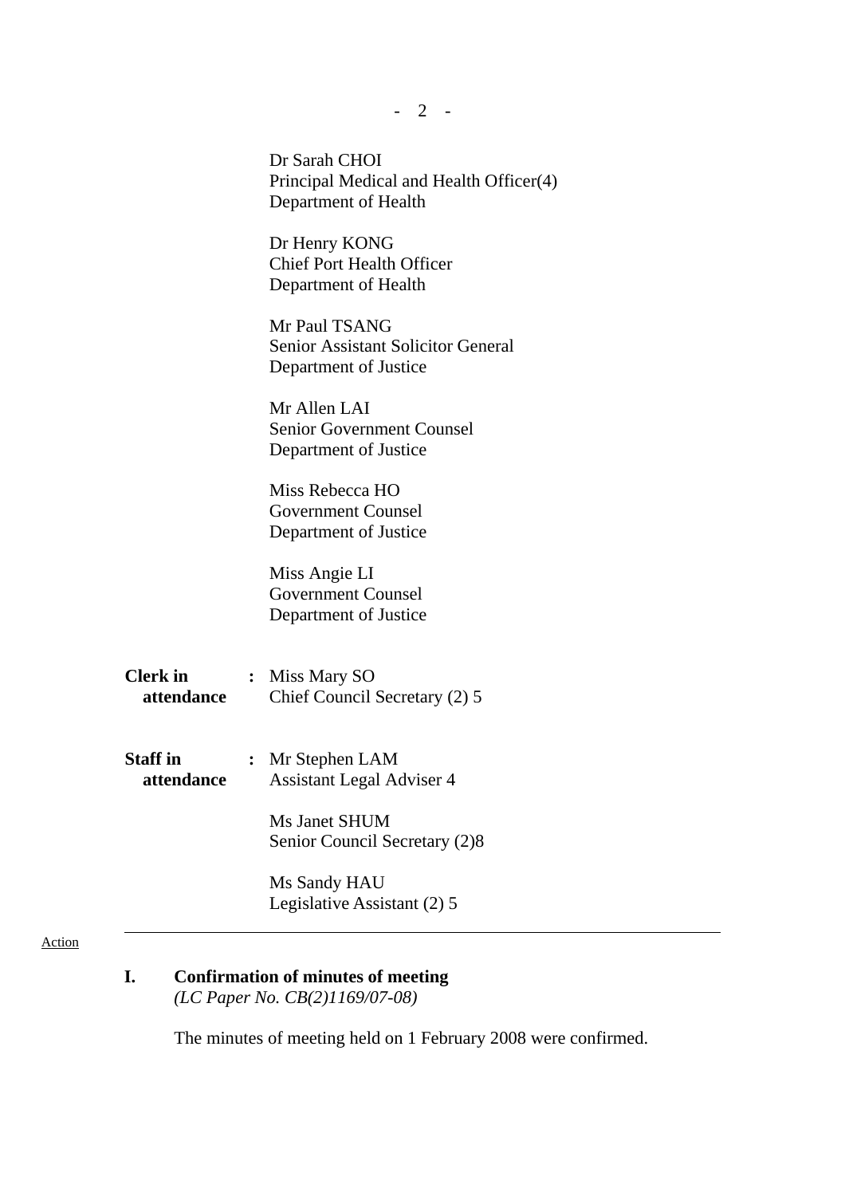Dr Sarah CHOI
Principal Medical and Health Officer(4)
Department of Health

Dr Henry KONG
Chief Port Health Officer
Department of Health

Mr Paul TSANG
Senior Assistant Solicitor General
Department of Justice

Mr Allen LAI
Senior Government Counsel
Department of Justice

Miss Rebecca HO
Government Counsel
Department of Justice

Miss Angie LI
Government Counsel
Department of Justice

**Clerk in attendance** : Miss Mary SO
Chief Council Secretary (2) 5

**Staff in attendance** : Mr Stephen LAM
Assistant Legal Adviser 4

Ms Janet SHUM
Senior Council Secretary (2)8

Ms Sandy HAU
Legislative Assistant (2) 5

---

Action

## I. Confirmation of minutes of meeting

*(LC Paper No. CB(2)1169/07-08)*

The minutes of meeting held on 1 February 2008 were confirmed.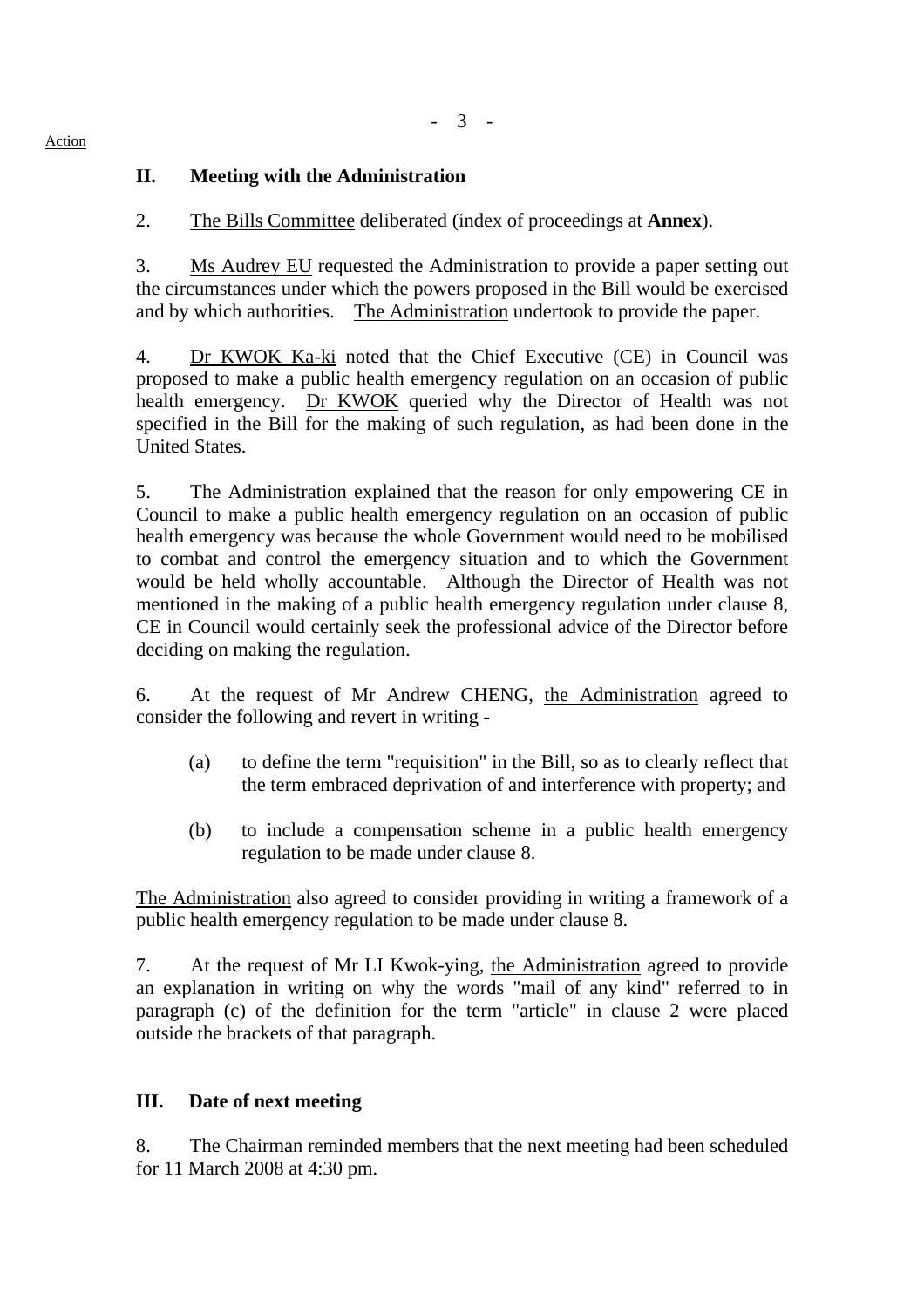Action

## II. Meeting with the Administration

2. The Bills Committee deliberated (index of proceedings at **Annex**).

3. Ms Audrey EU requested the Administration to provide a paper setting out the circumstances under which the powers proposed in the Bill would be exercised and by which authorities. The Administration undertook to provide the paper.

4. Dr KWOK Ka-ki noted that the Chief Executive (CE) in Council was proposed to make a public health emergency regulation on an occasion of public health emergency. Dr KWOK queried why the Director of Health was not specified in the Bill for the making of such regulation, as had been done in the United States.

5. The Administration explained that the reason for only empowering CE in Council to make a public health emergency regulation on an occasion of public health emergency was because the whole Government would need to be mobilised to combat and control the emergency situation and to which the Government would be held wholly accountable. Although the Director of Health was not mentioned in the making of a public health emergency regulation under clause 8, CE in Council would certainly seek the professional advice of the Director before deciding on making the regulation.

6. At the request of Mr Andrew CHENG, the Administration agreed to consider the following and revert in writing -

(a) to define the term "requisition" in the Bill, so as to clearly reflect that the term embraced deprivation of and interference with property; and

(b) to include a compensation scheme in a public health emergency regulation to be made under clause 8.

The Administration also agreed to consider providing in writing a framework of a public health emergency regulation to be made under clause 8.

7. At the request of Mr LI Kwok-ying, the Administration agreed to provide an explanation in writing on why the words "mail of any kind" referred to in paragraph (c) of the definition for the term "article" in clause 2 were placed outside the brackets of that paragraph.

## III. Date of next meeting

8. The Chairman reminded members that the next meeting had been scheduled for 11 March 2008 at 4:30 pm.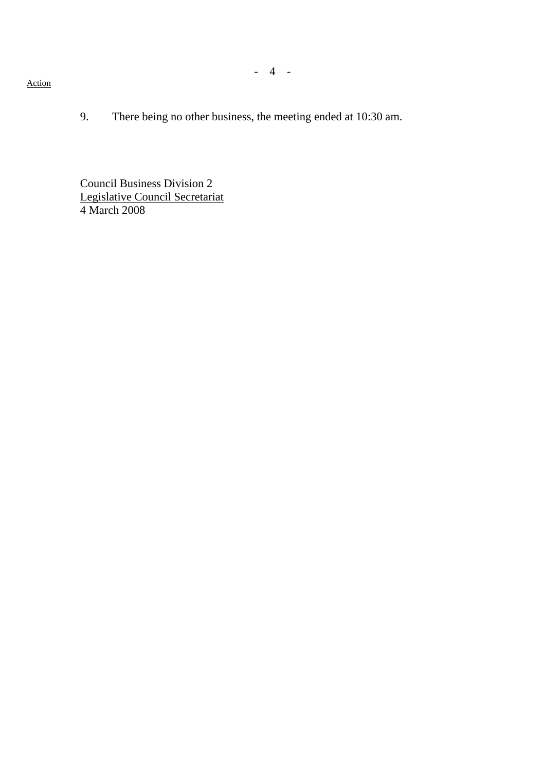Action

9. There being no other business, the meeting ended at 10:30 am.

Council Business Division 2
Legislative Council Secretariat
4 March 2008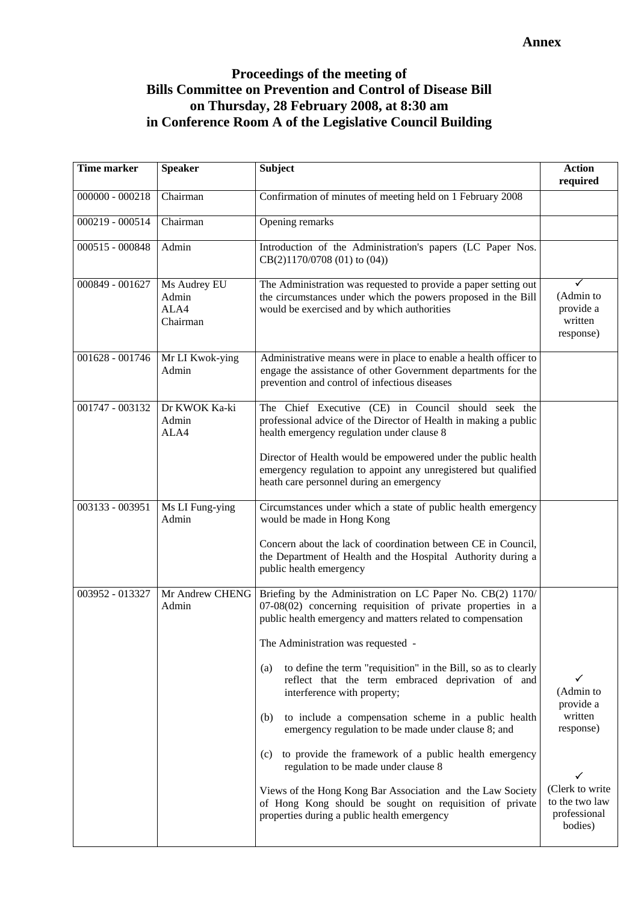**Annex**

# Proceedings of the meeting of Bills Committee on Prevention and Control of Disease Bill on Thursday, 28 February 2008, at 8:30 am in Conference Room A of the Legislative Council Building

| Time marker | Speaker | Subject | Action required |
|---|---|---|---|
| 000000 - 000218 | Chairman | Confirmation of minutes of meeting held on 1 February 2008 | |
| 000219 - 000514 | Chairman | Opening remarks | |
| 000515 - 000848 | Admin | Introduction of the Administration's papers (LC Paper Nos. CB(2)1170/0708 (01) to (04)) | |
| 000849 - 001627 | Ms Audrey EU<br>Admin<br>ALA4<br>Chairman | The Administration was requested to provide a paper setting out the circumstances under which the powers proposed in the Bill would be exercised and by which authorities | ✓<br>(Admin to provide a written response) |
| 001628 - 001746 | Mr LI Kwok-ying<br>Admin | Administrative means were in place to enable a health officer to engage the assistance of other Government departments for the prevention and control of infectious diseases | |
| 001747 - 003132 | Dr KWOK Ka-ki<br>Admin<br>ALA4 | The Chief Executive (CE) in Council should seek the professional advice of the Director of Health in making a public health emergency regulation under clause 8<br><br>Director of Health would be empowered under the public health emergency regulation to appoint any unregistered but qualified heath care personnel during an emergency | |
| 003133 - 003951 | Ms LI Fung-ying<br>Admin | Circumstances under which a state of public health emergency would be made in Hong Kong<br><br>Concern about the lack of coordination between CE in Council, the Department of Health and the Hospital Authority during a public health emergency | |
| 003952 - 013327 | Mr Andrew CHENG<br>Admin | Briefing by the Administration on LC Paper No. CB(2) 1170/ 07-08(02) concerning requisition of private properties in a public health emergency and matters related to compensation<br><br>The Administration was requested -<br><br>(a) to define the term "requisition" in the Bill, so as to clearly reflect that the term embraced deprivation of and interference with property;<br><br>(b) to include a compensation scheme in a public health emergency regulation to be made under clause 8; and<br><br>(c) to provide the framework of a public health emergency regulation to be made under clause 8<br><br>Views of the Hong Kong Bar Association and the Law Society of Hong Kong should be sought on requisition of private properties during a public health emergency | ✓<br>(Admin to provide a written response)<br><br>✓<br>(Clerk to write to the two law professional bodies) |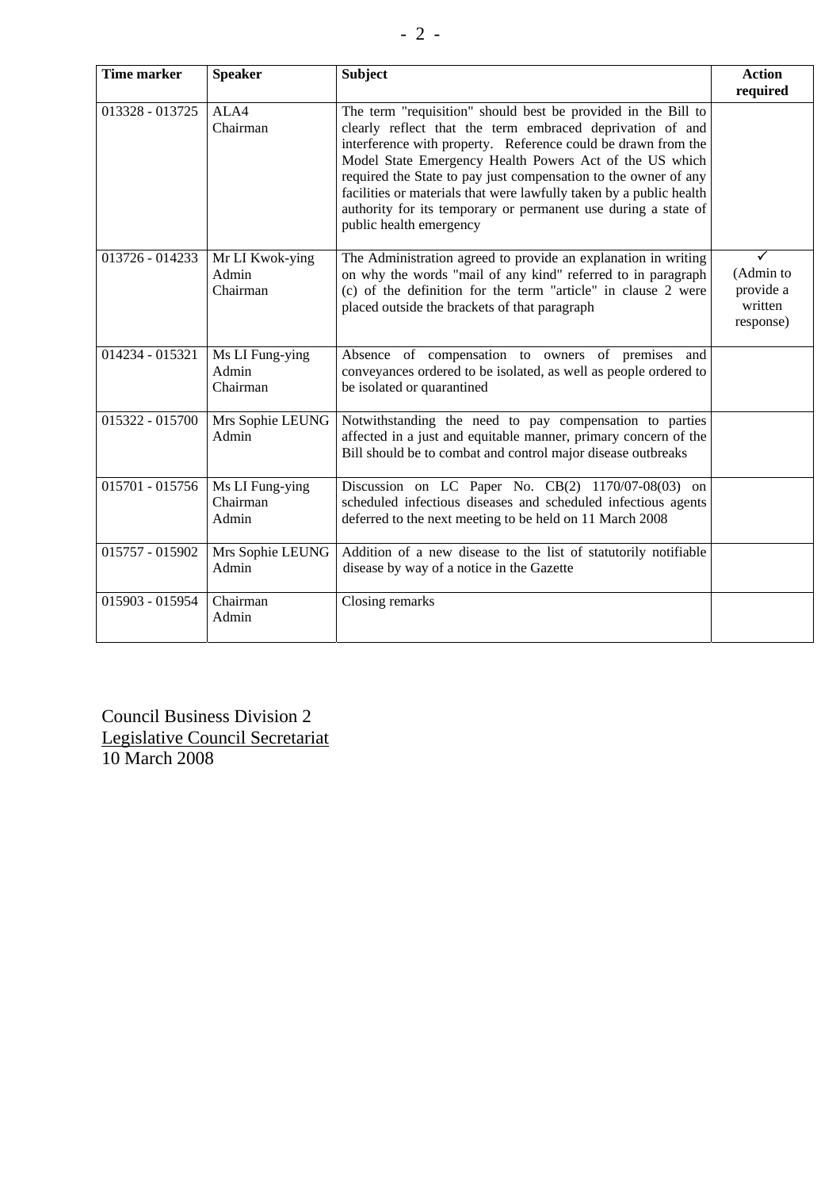| Time marker | Speaker | Subject | Action required |
|---|---|---|---|
| 013328 - 013725 | ALA4<br>Chairman | The term "requisition" should best be provided in the Bill to clearly reflect that the term embraced deprivation of and interference with property. Reference could be drawn from the Model State Emergency Health Powers Act of the US which required the State to pay just compensation to the owner of any facilities or materials that were lawfully taken by a public health authority for its temporary or permanent use during a state of public health emergency | |
| 013726 - 014233 | Mr LI Kwok-ying<br>Admin<br>Chairman | The Administration agreed to provide an explanation in writing on why the words "mail of any kind" referred to in paragraph (c) of the definition for the term "article" in clause 2 were placed outside the brackets of that paragraph | ✓<br>(Admin to provide a written response) |
| 014234 - 015321 | Ms LI Fung-ying<br>Admin<br>Chairman | Absence of compensation to owners of premises and conveyances ordered to be isolated, as well as people ordered to be isolated or quarantined | |
| 015322 - 015700 | Mrs Sophie LEUNG<br>Admin | Notwithstanding the need to pay compensation to parties affected in a just and equitable manner, primary concern of the Bill should be to combat and control major disease outbreaks | |
| 015701 - 015756 | Ms LI Fung-ying<br>Chairman<br>Admin | Discussion on LC Paper No. CB(2) 1170/07-08(03) on scheduled infectious diseases and scheduled infectious agents deferred to the next meeting to be held on 11 March 2008 | |
| 015757 - 015902 | Mrs Sophie LEUNG<br>Admin | Addition of a new disease to the list of statutorily notifiable disease by way of a notice in the Gazette | |
| 015903 - 015954 | Chairman<br>Admin | Closing remarks | |

Council Business Division 2
Legislative Council Secretariat
10 March 2008